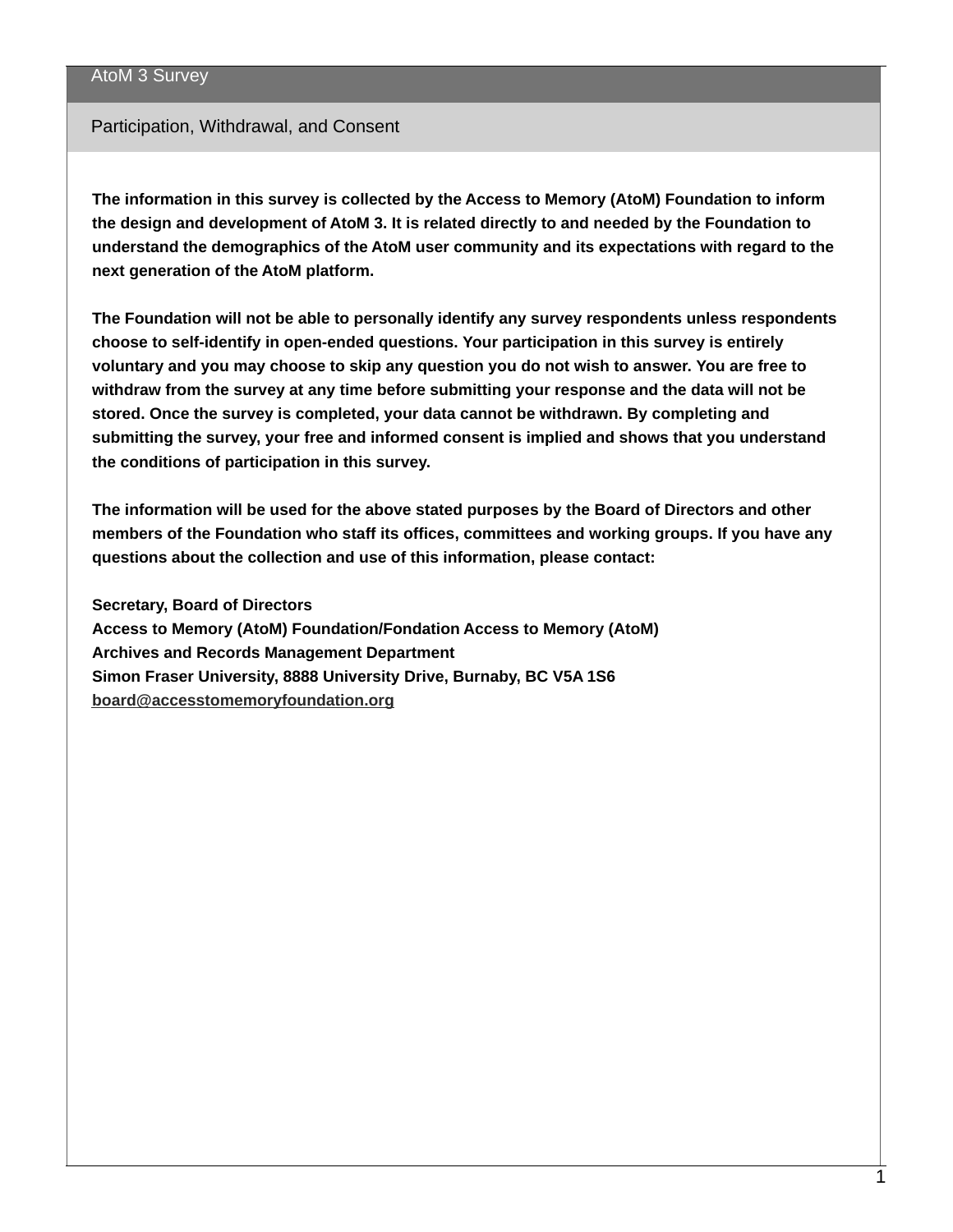# AtoM 3 Survey

## Participation, Withdrawal, and Consent

**The information in this survey is collected by the Access to Memory (AtoM) Foundation to inform the design and development of AtoM 3. It is related directly to and needed by the Foundation to understand the demographics of the AtoM user community and its expectations with regard to the next generation of the AtoM platform.**

**The Foundation will not be able to personally identify any survey respondents unless respondents choose to self-identify in open-ended questions. Your participation in this survey is entirely voluntary and you may choose to skip any question you do not wish to answer. You are free to withdraw from the survey at any time before submitting your response and the data will not be stored. Once the survey is completed, your data cannot be withdrawn. By completing and submitting the survey, your free and informed consent is implied and shows that you understand the conditions of participation in this survey.**

**The information will be used for the above stated purposes by the Board of Directors and other members of the Foundation who staff its offices, committees and working groups. If you have any questions about the collection and use of this information, please contact:**

**Secretary, Board of Directors**
**Access to Memory (AtoM) Foundation/Fondation Access to Memory (AtoM)**
**Archives and Records Management Department**
**Simon Fraser University, 8888 University Drive, Burnaby, BC V5A 1S6**
**board@accesstomemoryfoundation.org**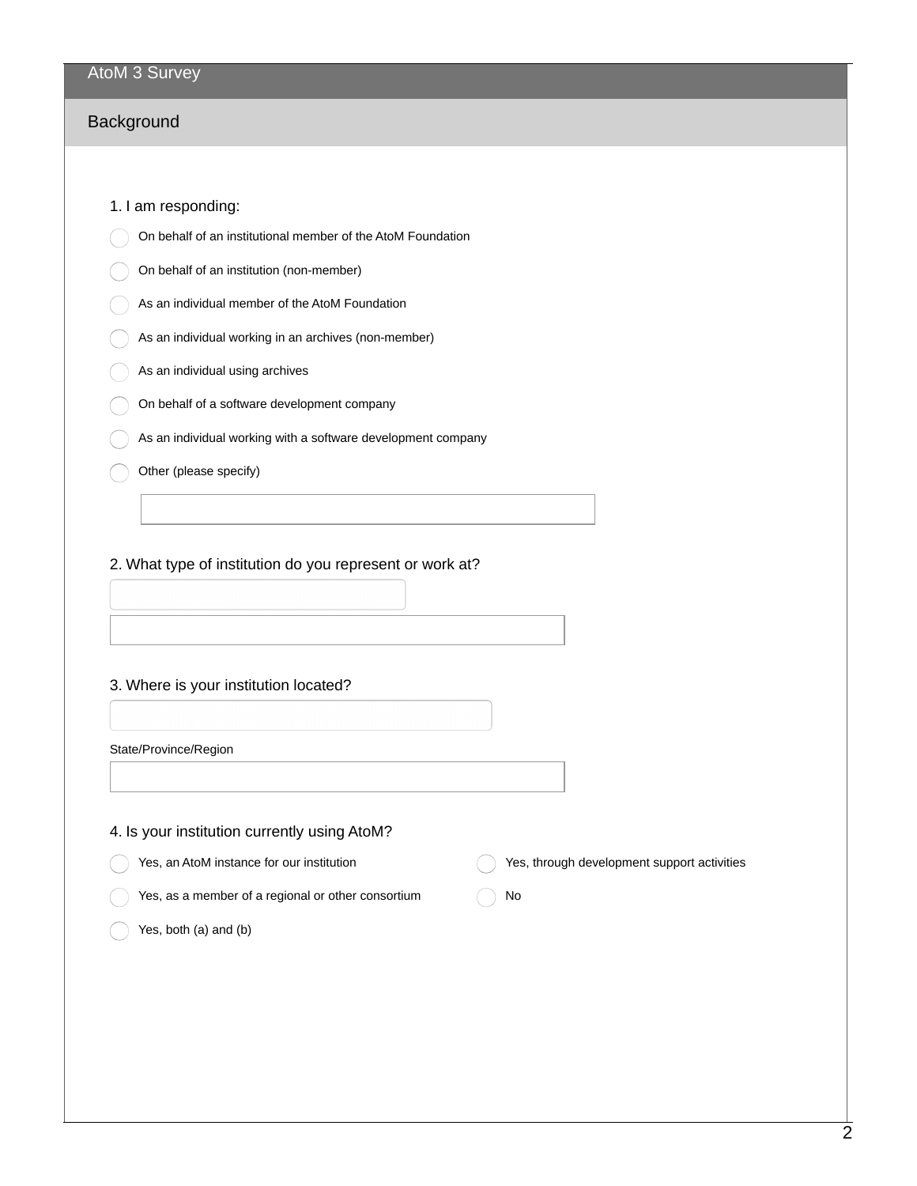# AtoM 3 Survey

## Background

1. I am responding:

- ( ) On behalf of an institutional member of the AtoM Foundation
- ( ) On behalf of an institution (non-member)
- ( ) As an individual member of the AtoM Foundation
- ( ) As an individual working in an archives (non-member)
- ( ) As an individual using archives
- ( ) On behalf of a software development company
- ( ) As an individual working with a software development company
- ( ) Other (please specify)

______________________________

2. What type of institution do you represent or work at?

______________________________

______________________________

3. Where is your institution located?

______________________________

State/Province/Region

______________________________

4. Is your institution currently using AtoM?

- ( ) Yes, an AtoM instance for our institution
- ( ) Yes, as a member of a regional or other consortium
- ( ) Yes, both (a) and (b)
- ( ) Yes, through development support activities
- ( ) No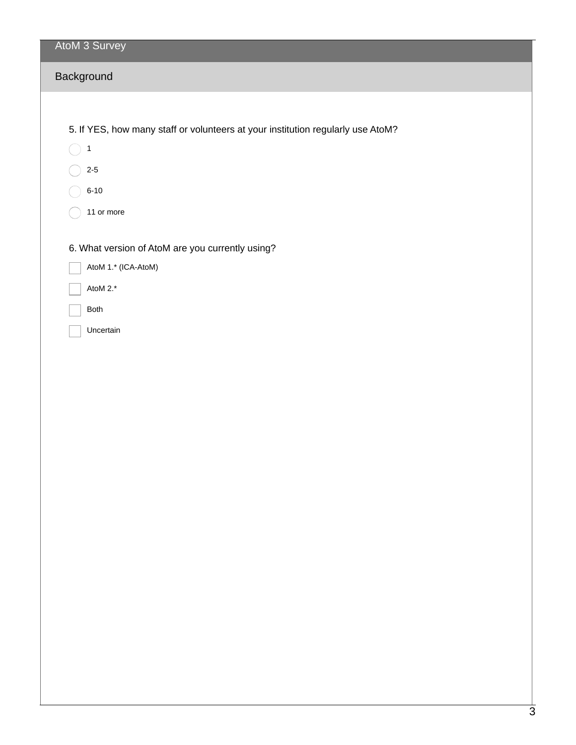# AtoM 3 Survey

## Background

5. If YES, how many staff or volunteers at your institution regularly use AtoM?

- ◯ 1
- ◯ 2-5
- ◯ 6-10
- ◯ 11 or more

6. What version of AtoM are you currently using?

- ☐ AtoM 1.* (ICA-AtoM)
- ☐ AtoM 2.*
- ☐ Both
- ☐ Uncertain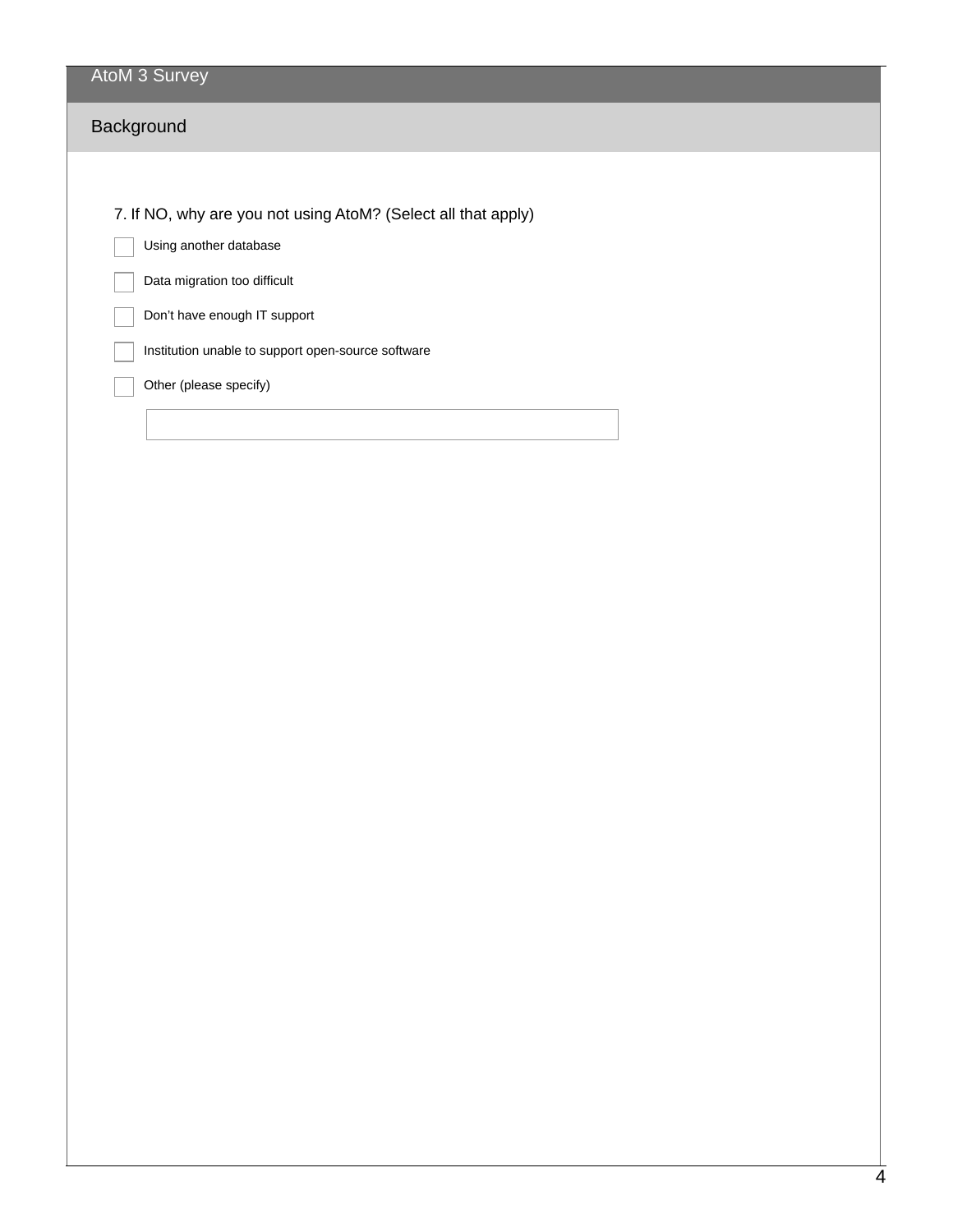# AtoM 3 Survey

## Background

7. If NO, why are you not using AtoM? (Select all that apply)

- [ ] Using another database
- [ ] Data migration too difficult
- [ ] Don’t have enough IT support
- [ ] Institution unable to support open-source software
- [ ] Other (please specify)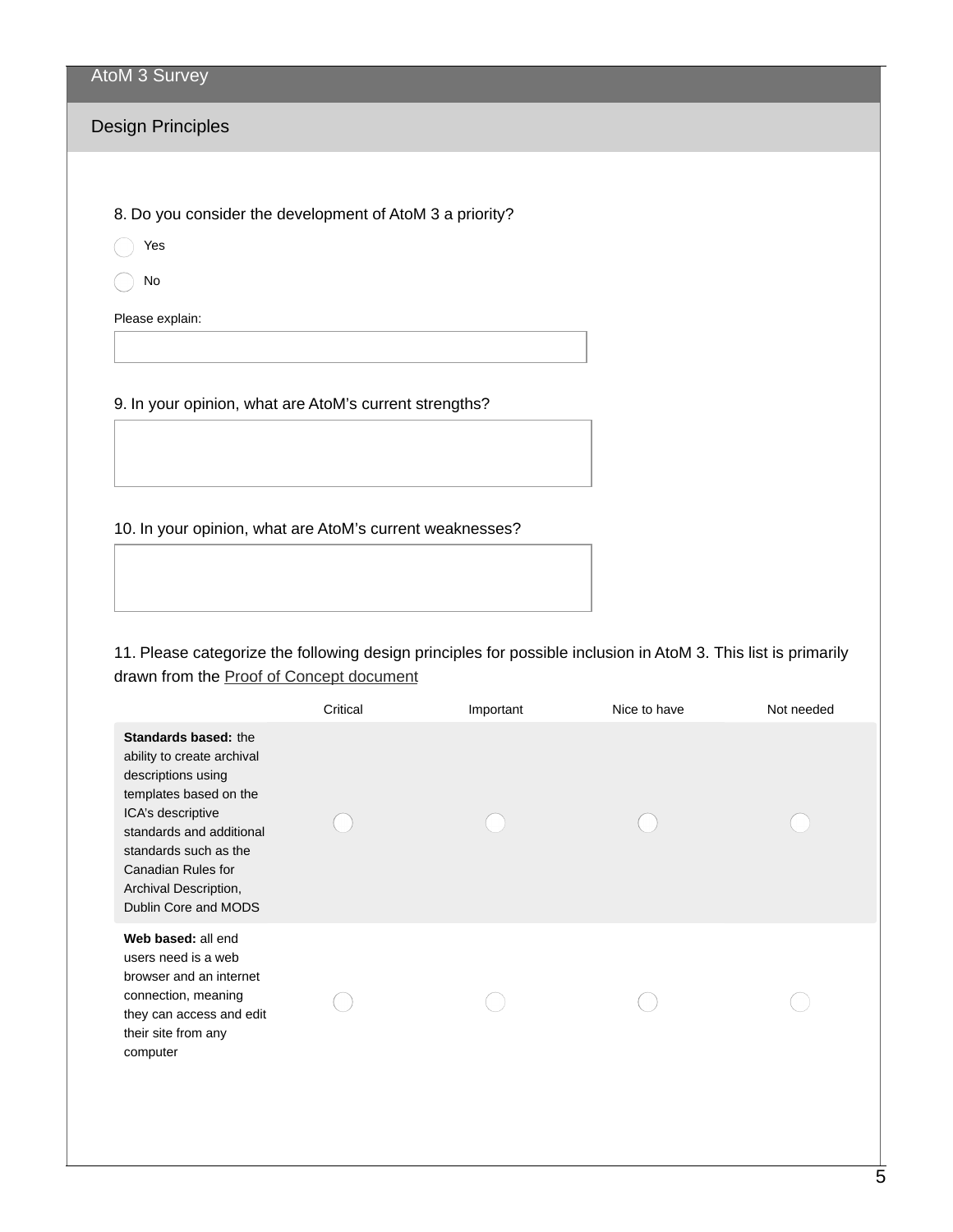AtoM 3 Survey

## Design Principles

8. Do you consider the development of AtoM 3 a priority?

- Yes
- No

Please explain:

9. In your opinion, what are AtoM's current strengths?

10. In your opinion, what are AtoM's current weaknesses?

11. Please categorize the following design principles for possible inclusion in AtoM 3. This list is primarily drawn from the Proof of Concept document

| | Critical | Important | Nice to have | Not needed |
|---|---|---|---|---|
| **Standards based:** the ability to create archival descriptions using templates based on the ICA's descriptive standards and additional standards such as the Canadian Rules for Archival Description, Dublin Core and MODS | | | | |
| **Web based:** all end users need is a web browser and an internet connection, meaning they can access and edit their site from any computer | | | | |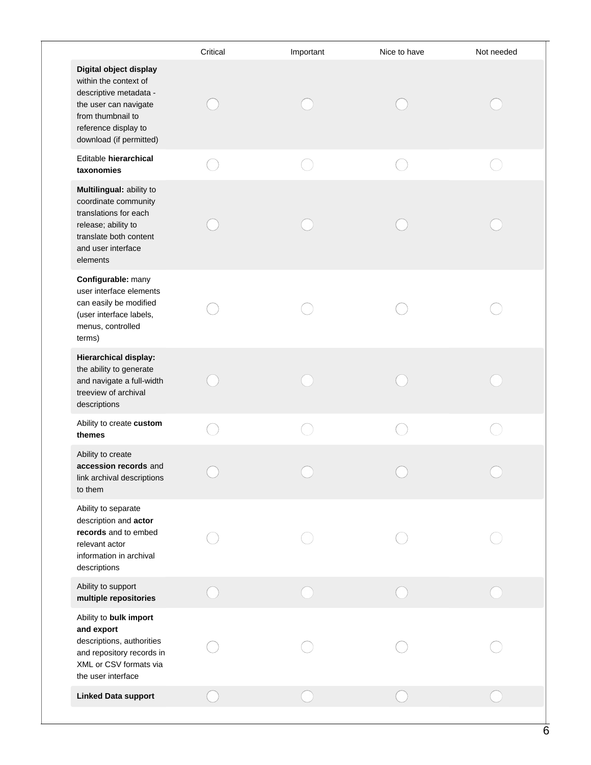| | Critical | Important | Nice to have | Not needed |
|---|---|---|---|---|
| **Digital object display** within the context of descriptive metadata - the user can navigate from thumbnail to reference display to download (if permitted) | ◯ | ◯ | ◯ | ◯ |
| Editable **hierarchical taxonomies** | ◯ | ◯ | ◯ | ◯ |
| **Multilingual:** ability to coordinate community translations for each release; ability to translate both content and user interface elements | ◯ | ◯ | ◯ | ◯ |
| **Configurable:** many user interface elements can easily be modified (user interface labels, menus, controlled terms) | ◯ | ◯ | ◯ | ◯ |
| **Hierarchical display:** the ability to generate and navigate a full-width treeview of archival descriptions | ◯ | ◯ | ◯ | ◯ |
| Ability to create **custom themes** | ◯ | ◯ | ◯ | ◯ |
| Ability to create **accession records** and link archival descriptions to them | ◯ | ◯ | ◯ | ◯ |
| Ability to separate description and **actor records** and to embed relevant actor information in archival descriptions | ◯ | ◯ | ◯ | ◯ |
| Ability to support **multiple repositories** | ◯ | ◯ | ◯ | ◯ |
| Ability to **bulk import and export** descriptions, authorities and repository records in XML or CSV formats via the user interface | ◯ | ◯ | ◯ | ◯ |
| **Linked Data support** | ◯ | ◯ | ◯ | ◯ |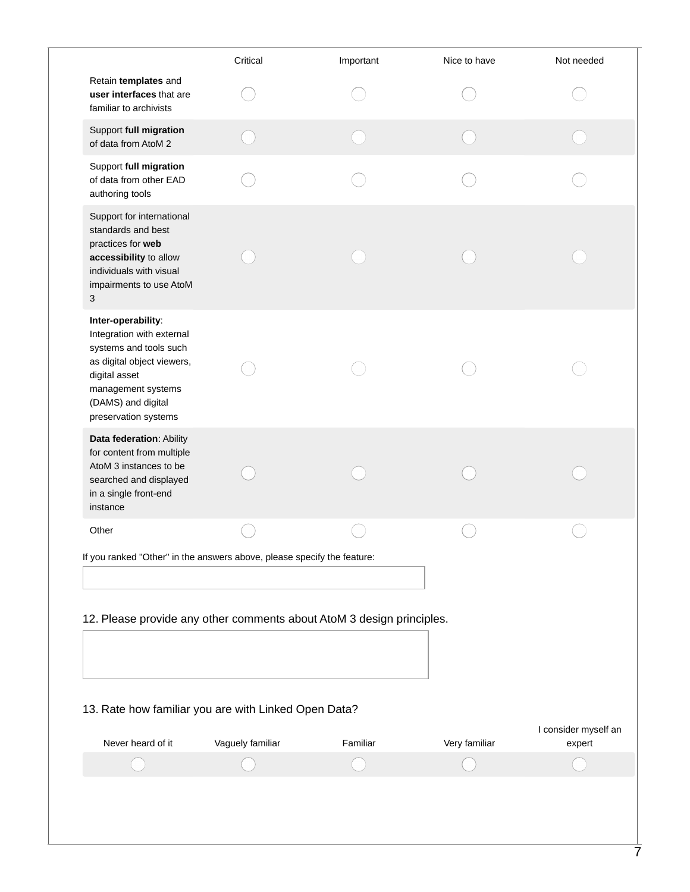| | Critical | Important | Nice to have | Not needed |
|---|---|---|---|---|
| Retain **templates** and **user interfaces** that are familiar to archivists | ◯ | ◯ | ◯ | ◯ |
| Support **full migration** of data from AtoM 2 | ◯ | ◯ | ◯ | ◯ |
| Support **full migration** of data from other EAD authoring tools | ◯ | ◯ | ◯ | ◯ |
| Support for international standards and best practices for **web accessibility** to allow individuals with visual impairments to use AtoM 3 | ◯ | ◯ | ◯ | ◯ |
| **Inter-operability**: Integration with external systems and tools such as digital object viewers, digital asset management systems (DAMS) and digital preservation systems | ◯ | ◯ | ◯ | ◯ |
| **Data federation**: Ability for content from multiple AtoM 3 instances to be searched and displayed in a single front-end instance | ◯ | ◯ | ◯ | ◯ |
| Other | ◯ | ◯ | ◯ | ◯ |

If you ranked "Other" in the answers above, please specify the feature:

12. Please provide any other comments about AtoM 3 design principles.

13. Rate how familiar you are with Linked Open Data?

| Never heard of it | Vaguely familiar | Familiar | Very familiar | I consider myself an expert |
|---|---|---|---|---|
| ◯ | ◯ | ◯ | ◯ | ◯ |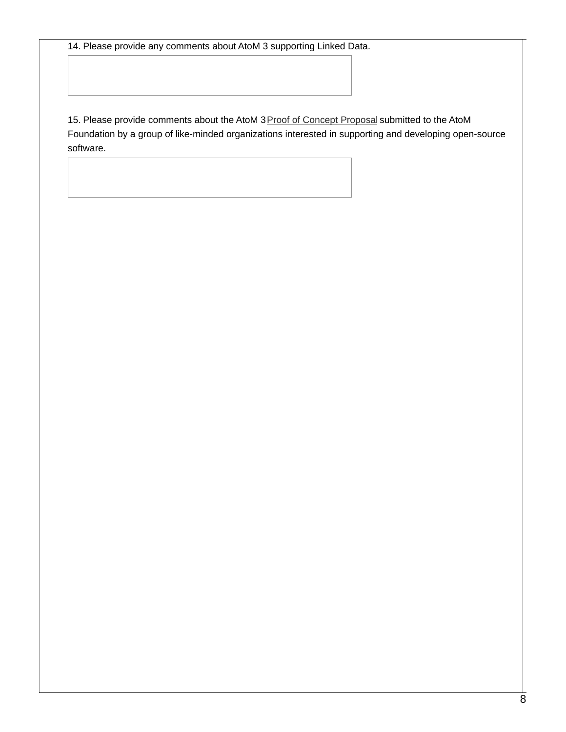14. Please provide any comments about AtoM 3 supporting Linked Data.

15. Please provide comments about the AtoM 3 Proof of Concept Proposal submitted to the AtoM Foundation by a group of like-minded organizations interested in supporting and developing open-source software.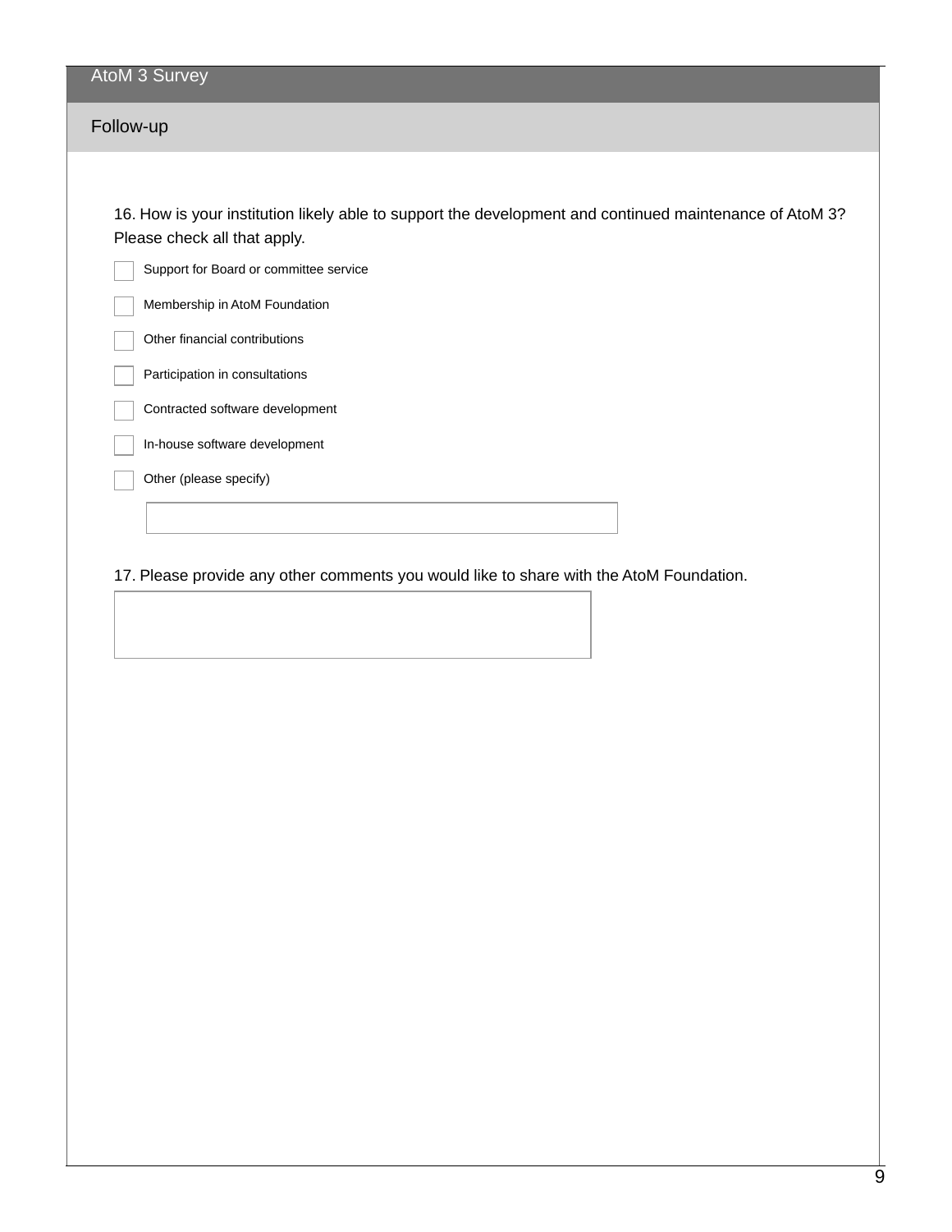## AtoM 3 Survey

### Follow-up

16. How is your institution likely able to support the development and continued maintenance of AtoM 3? Please check all that apply.

- [ ] Support for Board or committee service
- [ ] Membership in AtoM Foundation
- [ ] Other financial contributions
- [ ] Participation in consultations
- [ ] Contracted software development
- [ ] In-house software development
- [ ] Other (please specify)

17. Please provide any other comments you would like to share with the AtoM Foundation.